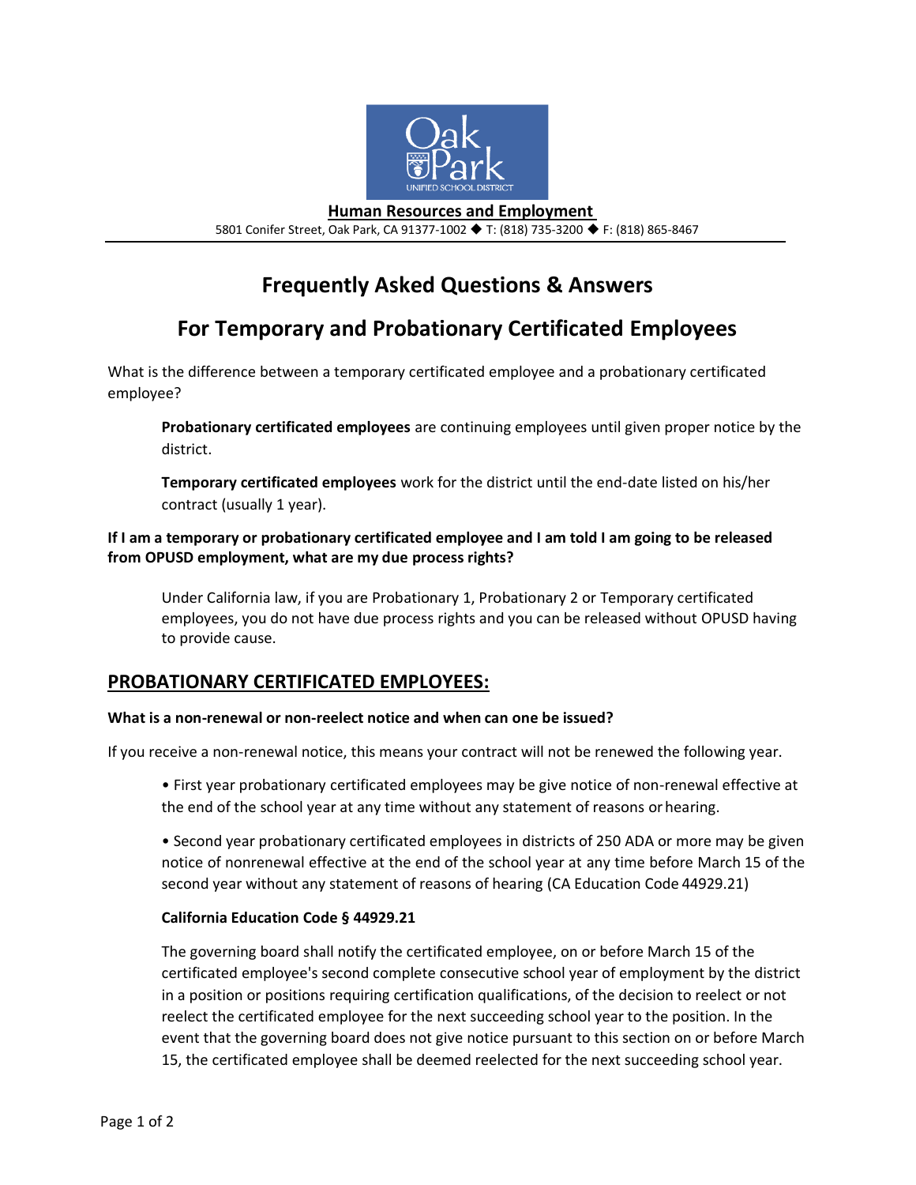**Human Resources and Employment**

5801 Conifer Street, Oak Park, CA 91377-1002 ◆ T: (818) 735-3200 ◆ F: (818) 865-8467

# Frequently Asked Questions & Answers

# For Temporary and Probationary Certificated Employees

What is the difference between a temporary certificated employee and a probationary certificated employee?

> **Probationary certificated employees** are continuing employees until given proper notice by the district.
>
> **Temporary certificated employees** work for the district until the end-date listed on his/her contract (usually 1 year).

**If I am a temporary or probationary certificated employee and I am told I am going to be released from OPUSD employment, what are my due process rights?**

> Under California law, if you are Probationary 1, Probationary 2 or Temporary certificated employees, you do not have due process rights and you can be released without OPUSD having to provide cause.

## PROBATIONARY CERTIFICATED EMPLOYEES:

**What is a non-renewal or non-reelect notice and when can one be issued?**

If you receive a non-renewal notice, this means your contract will not be renewed the following year.

- First year probationary certificated employees may be give notice of non-renewal effective at the end of the school year at any time without any statement of reasons or hearing.
- Second year probationary certificated employees in districts of 250 ADA or more may be given notice of nonrenewal effective at the end of the school year at any time before March 15 of the second year without any statement of reasons of hearing (CA Education Code 44929.21)

**California Education Code § 44929.21**

> The governing board shall notify the certificated employee, on or before March 15 of the certificated employee's second complete consecutive school year of employment by the district in a position or positions requiring certification qualifications, of the decision to reelect or not reelect the certificated employee for the next succeeding school year to the position. In the event that the governing board does not give notice pursuant to this section on or before March 15, the certificated employee shall be deemed reelected for the next succeeding school year.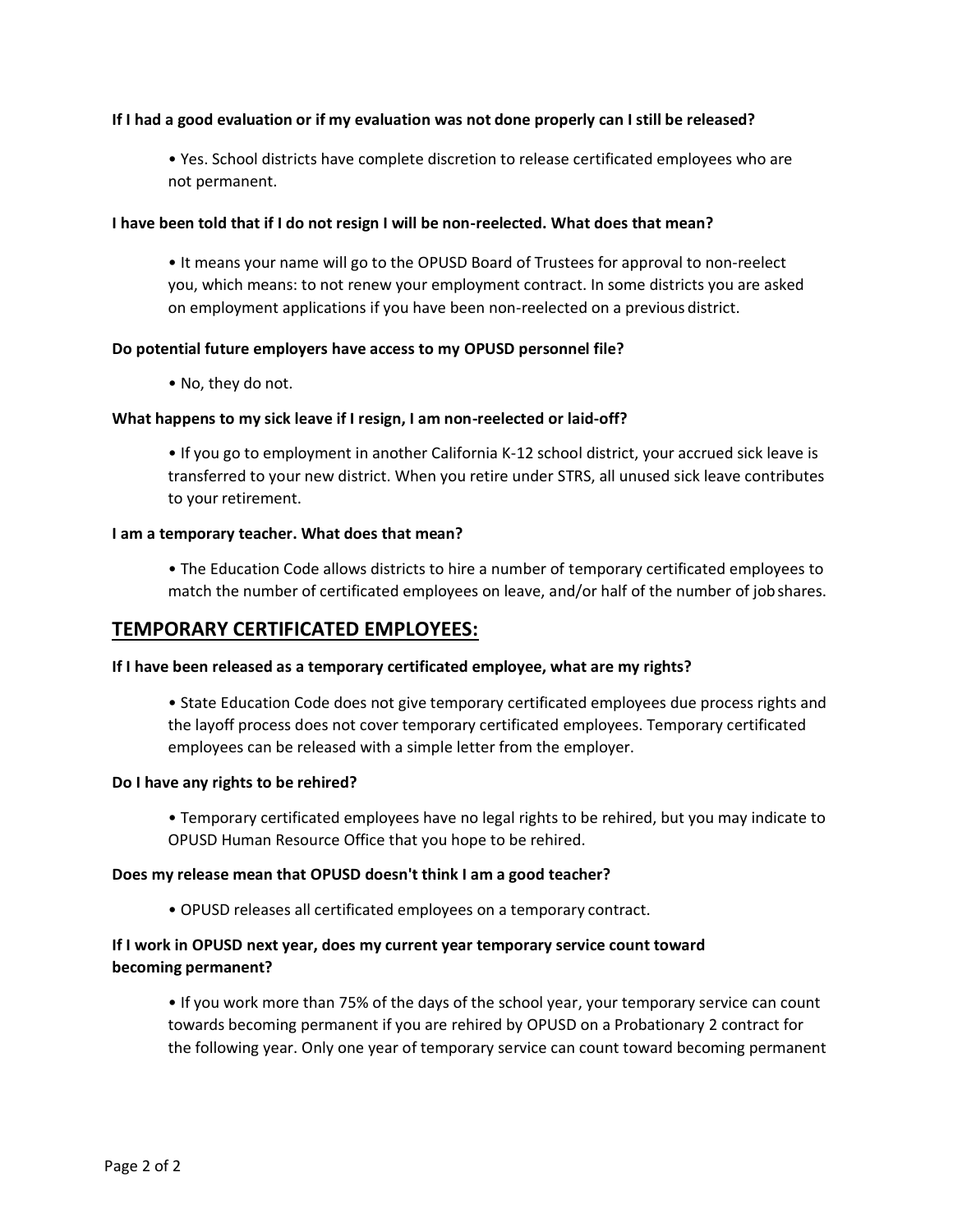**If I had a good evaluation or if my evaluation was not done properly can I still be released?**

- Yes. School districts have complete discretion to release certificated employees who are not permanent.

**I have been told that if I do not resign I will be non-reelected. What does that mean?**

- It means your name will go to the OPUSD Board of Trustees for approval to non-reelect you, which means: to not renew your employment contract. In some districts you are asked on employment applications if you have been non-reelected on a previous district.

**Do potential future employers have access to my OPUSD personnel file?**

- No, they do not.

**What happens to my sick leave if I resign, I am non-reelected or laid-off?**

- If you go to employment in another California K-12 school district, your accrued sick leave is transferred to your new district. When you retire under STRS, all unused sick leave contributes to your retirement.

**I am a temporary teacher. What does that mean?**

- The Education Code allows districts to hire a number of temporary certificated employees to match the number of certificated employees on leave, and/or half of the number of job shares.

## TEMPORARY CERTIFICATED EMPLOYEES:

**If I have been released as a temporary certificated employee, what are my rights?**

- State Education Code does not give temporary certificated employees due process rights and the layoff process does not cover temporary certificated employees. Temporary certificated employees can be released with a simple letter from the employer.

**Do I have any rights to be rehired?**

- Temporary certificated employees have no legal rights to be rehired, but you may indicate to OPUSD Human Resource Office that you hope to be rehired.

**Does my release mean that OPUSD doesn't think I am a good teacher?**

- OPUSD releases all certificated employees on a temporary contract.

**If I work in OPUSD next year, does my current year temporary service count toward becoming permanent?**

- If you work more than 75% of the days of the school year, your temporary service can count towards becoming permanent if you are rehired by OPUSD on a Probationary 2 contract for the following year. Only one year of temporary service can count toward becoming permanent